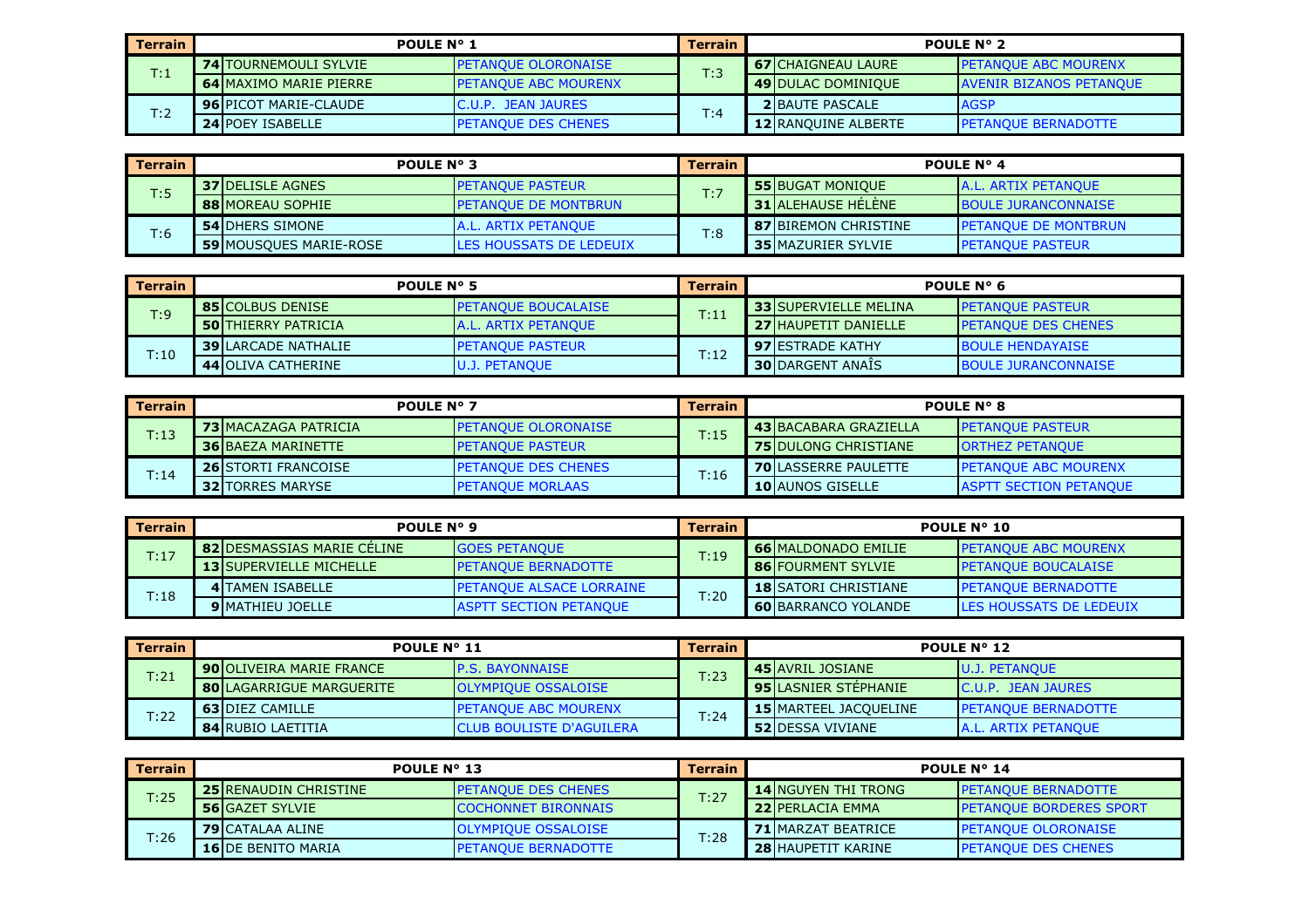| Terrain | POULE N° 1 | | | Terrain | POULE N° 2 | | |
|---|---|---|---|---|---|---|---|
| T:1 | 74 | TOURNEMOULI SYLVIE | PETANQUE OLORONAISE | T:3 | 67 | CHAIGNEAU LAURE | PETANQUE ABC MOURENX |
| | 64 | MAXIMO MARIE PIERRE | PETANQUE ABC MOURENX | | 49 | DULAC DOMINIQUE | AVENIR BIZANOS PETANQUE |
| T:2 | 96 | PICOT MARIE-CLAUDE | C.U.P. JEAN JAURES | T:4 | 2 | BAUTE PASCALE | AGSP |
| | 24 | POEY ISABELLE | PETANQUE DES CHENES | | 12 | RANQUINE ALBERTE | PETANQUE BERNADOTTE |

| Terrain | POULE N° 3 | | | Terrain | POULE N° 4 | | |
|---|---|---|---|---|---|---|---|
| T:5 | 37 | DELISLE AGNES | PETANQUE PASTEUR | T:7 | 55 | BUGAT MONIQUE | A.L. ARTIX PETANQUE |
| | 88 | MOREAU SOPHIE | PETANQUE DE MONTBRUN | | 31 | ALEHAUSE HÉLÈNE | BOULE JURANCONNAISE |
| T:6 | 54 | DHERS SIMONE | A.L. ARTIX PETANQUE | T:8 | 87 | BIREMON CHRISTINE | PETANQUE DE MONTBRUN |
| | 59 | MOUSQUES MARIE-ROSE | LES HOUSSATS DE LEDEUIX | | 35 | MAZURIER SYLVIE | PETANQUE PASTEUR |

| Terrain | POULE N° 5 | | | Terrain | POULE N° 6 | | |
|---|---|---|---|---|---|---|---|
| T:9 | 85 | COLBUS DENISE | PETANQUE BOUCALAISE | T:11 | 33 | SUPERVIELLE MELINA | PETANQUE PASTEUR |
| | 50 | THIERRY PATRICIA | A.L. ARTIX PETANQUE | | 27 | HAUPETIT DANIELLE | PETANQUE DES CHENES |
| T:10 | 39 | LARCADE NATHALIE | PETANQUE PASTEUR | T:12 | 97 | ESTRADE KATHY | BOULE HENDAYAISE |
| | 44 | OLIVA CATHERINE | U.J. PETANQUE | | 30 | DARGENT ANAÎS | BOULE JURANCONNAISE |

| Terrain | POULE N° 7 | | | Terrain | POULE N° 8 | | |
|---|---|---|---|---|---|---|---|
| T:13 | 73 | MACAZAGA PATRICIA | PETANQUE OLORONAISE | T:15 | 43 | BACABARA GRAZIELLA | PETANQUE PASTEUR |
| | 36 | BAEZA MARINETTE | PETANQUE PASTEUR | | 75 | DULONG CHRISTIANE | ORTHEZ PETANQUE |
| T:14 | 26 | STORTI FRANCOISE | PETANQUE DES CHENES | T:16 | 70 | LASSERRE PAULETTE | PETANQUE ABC MOURENX |
| | 32 | TORRES MARYSE | PETANQUE MORLAAS | | 10 | AUNOS GISELLE | ASPTT SECTION PETANQUE |

| Terrain | POULE N° 9 | | | Terrain | POULE N° 10 | | |
|---|---|---|---|---|---|---|---|
| T:17 | 82 | DESMASSIAS MARIE CÉLINE | GOES PETANQUE | T:19 | 66 | MALDONADO EMILIE | PETANQUE ABC MOURENX |
| | 13 | SUPERVIELLE MICHELLE | PETANQUE BERNADOTTE | | 86 | FOURMENT SYLVIE | PETANQUE BOUCALAISE |
| T:18 | 4 | TAMEN ISABELLE | PETANQUE ALSACE LORRAINE | T:20 | 18 | SATORI CHRISTIANE | PETANQUE BERNADOTTE |
| | 9 | MATHIEU JOELLE | ASPTT SECTION PETANQUE | | 60 | BARRANCO YOLANDE | LES HOUSSATS DE LEDEUIX |

| Terrain | POULE N° 11 | | | Terrain | POULE N° 12 | | |
|---|---|---|---|---|---|---|---|
| T:21 | 90 | OLIVEIRA MARIE FRANCE | P.S. BAYONNAISE | T:23 | 45 | AVRIL JOSIANE | U.J. PETANQUE |
| | 80 | LAGARRIGUE MARGUERITE | OLYMPIQUE OSSALOISE | | 95 | LASNIER STÉPHANIE | C.U.P. JEAN JAURES |
| T:22 | 63 | DIEZ CAMILLE | PETANQUE ABC MOURENX | T:24 | 15 | MARTEEL JACQUELINE | PETANQUE BERNADOTTE |
| | 84 | RUBIO LAETITIA | CLUB BOULISTE D'AGUILERA | | 52 | DESSA VIVIANE | A.L. ARTIX PETANQUE |

| Terrain | POULE N° 13 | | | Terrain | POULE N° 14 | | |
|---|---|---|---|---|---|---|---|
| T:25 | 25 | RENAUDIN CHRISTINE | PETANQUE DES CHENES | T:27 | 14 | NGUYEN THI TRONG | PETANQUE BERNADOTTE |
| | 56 | GAZET SYLVIE | COCHONNET BIRONNAIS | | 22 | PERLACIA EMMA | PETANQUE BORDERES SPORT |
| T:26 | 79 | CATALAA ALINE | OLYMPIQUE OSSALOISE | T:28 | 71 | MARZAT BEATRICE | PETANQUE OLORONAISE |
| | 16 | DE BENITO MARIA | PETANQUE BERNADOTTE | | 28 | HAUPETIT KARINE | PETANQUE DES CHENES |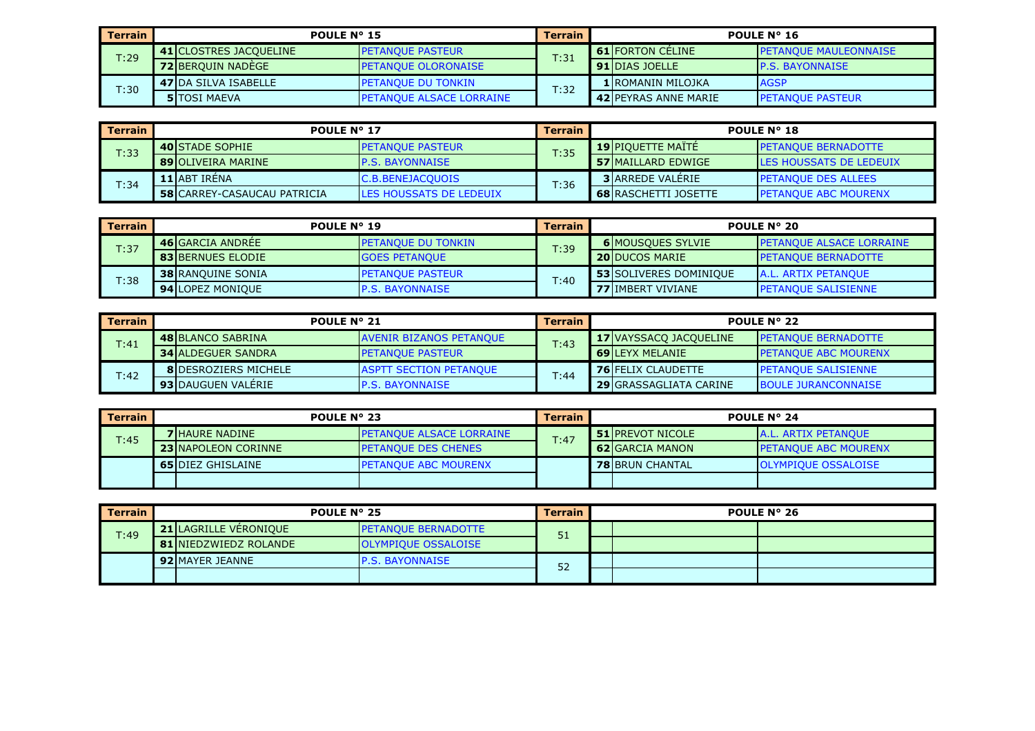| Terrain | POULE N° 15 | | | Terrain | POULE N° 16 | | |
|---|---|---|---|---|---|---|---|
| T:29 | 41 | CLOSTRES JACQUELINE | PETANQUE PASTEUR | T:31 | 61 | FORTON CÉLINE | PETANQUE MAULEONNAISE |
| | 72 | BERQUIN NADÈGE | PETANQUE OLORONAISE | | 91 | DIAS JOELLE | P.S. BAYONNAISE |
| T:30 | 47 | DA SILVA ISABELLE | PETANQUE DU TONKIN | T:32 | 1 | ROMANIN MILOJKA | AGSP |
| | 5 | TOSI MAEVA | PETANQUE ALSACE LORRAINE | | 42 | PEYRAS ANNE MARIE | PETANQUE PASTEUR |

| Terrain | POULE N° 17 | | | Terrain | POULE N° 18 | | |
|---|---|---|---|---|---|---|---|
| T:33 | 40 | STADE SOPHIE | PETANQUE PASTEUR | T:35 | 19 | PIQUETTE MAÏTÉ | PETANQUE BERNADOTTE |
| | 89 | OLIVEIRA MARINE | P.S. BAYONNAISE | | 57 | MAILLARD EDWIGE | LES HOUSSATS DE LEDEUIX |
| T:34 | 11 | ABT IRÉNA | C.B.BENEJACQUOIS | T:36 | 3 | ARREDE VALÉRIE | PETANQUE DES ALLEES |
| | 58 | CARREY-CASAUCAU PATRICIA | LES HOUSSATS DE LEDEUIX | | 68 | RASCHETTI JOSETTE | PETANQUE ABC MOURENX |

| Terrain | POULE N° 19 | | | Terrain | POULE N° 20 | | |
|---|---|---|---|---|---|---|---|
| T:37 | 46 | GARCIA ANDRÉE | PETANQUE DU TONKIN | T:39 | 6 | MOUSQUES SYLVIE | PETANQUE ALSACE LORRAINE |
| | 83 | BERNUES ELODIE | GOES PETANQUE | | 20 | DUCOS MARIE | PETANQUE BERNADOTTE |
| T:38 | 38 | RANQUINE SONIA | PETANQUE PASTEUR | T:40 | 53 | SOLIVERES DOMINIQUE | A.L. ARTIX PETANQUE |
| | 94 | LOPEZ MONIQUE | P.S. BAYONNAISE | | 77 | IMBERT VIVIANE | PETANQUE SALISIENNE |

| Terrain | POULE N° 21 | | | Terrain | POULE N° 22 | | |
|---|---|---|---|---|---|---|---|
| T:41 | 48 | BLANCO SABRINA | AVENIR BIZANOS PETANQUE | T:43 | 17 | VAYSSACQ JACQUELINE | PETANQUE BERNADOTTE |
| | 34 | ALDEGUER SANDRA | PETANQUE PASTEUR | | 69 | LEYX MELANIE | PETANQUE ABC MOURENX |
| T:42 | 8 | DESROZIERS MICHELE | ASPTT SECTION PETANQUE | T:44 | 76 | FELIX CLAUDETTE | PETANQUE SALISIENNE |
| | 93 | DAUGUEN VALÉRIE | P.S. BAYONNAISE | | 29 | GRASSAGLIATA CARINE | BOULE JURANCONNAISE |

| Terrain | POULE N° 23 | | | Terrain | POULE N° 24 | | |
|---|---|---|---|---|---|---|---|
| T:45 | 7 | HAURE NADINE | PETANQUE ALSACE LORRAINE | T:47 | 51 | PREVOT NICOLE | A.L. ARTIX PETANQUE |
| | 23 | NAPOLEON CORINNE | PETANQUE DES CHENES | | 62 | GARCIA MANON | PETANQUE ABC MOURENX |
| | 65 | DIEZ GHISLAINE | PETANQUE ABC MOURENX | | 78 | BRUN CHANTAL | OLYMPIQUE OSSALOISE |
| | | | | | | | |

| Terrain | POULE N° 25 | | | Terrain | POULE N° 26 | | |
|---|---|---|---|---|---|---|---|
| T:49 | 21 | LAGRILLE VÉRONIQUE | PETANQUE BERNADOTTE | 51 | | | |
| | 81 | NIEDZWIEDZ ROLANDE | OLYMPIQUE OSSALOISE | | | | |
| | 92 | MAYER JEANNE | P.S. BAYONNAISE | 52 | | | |
| | | | | | | | |